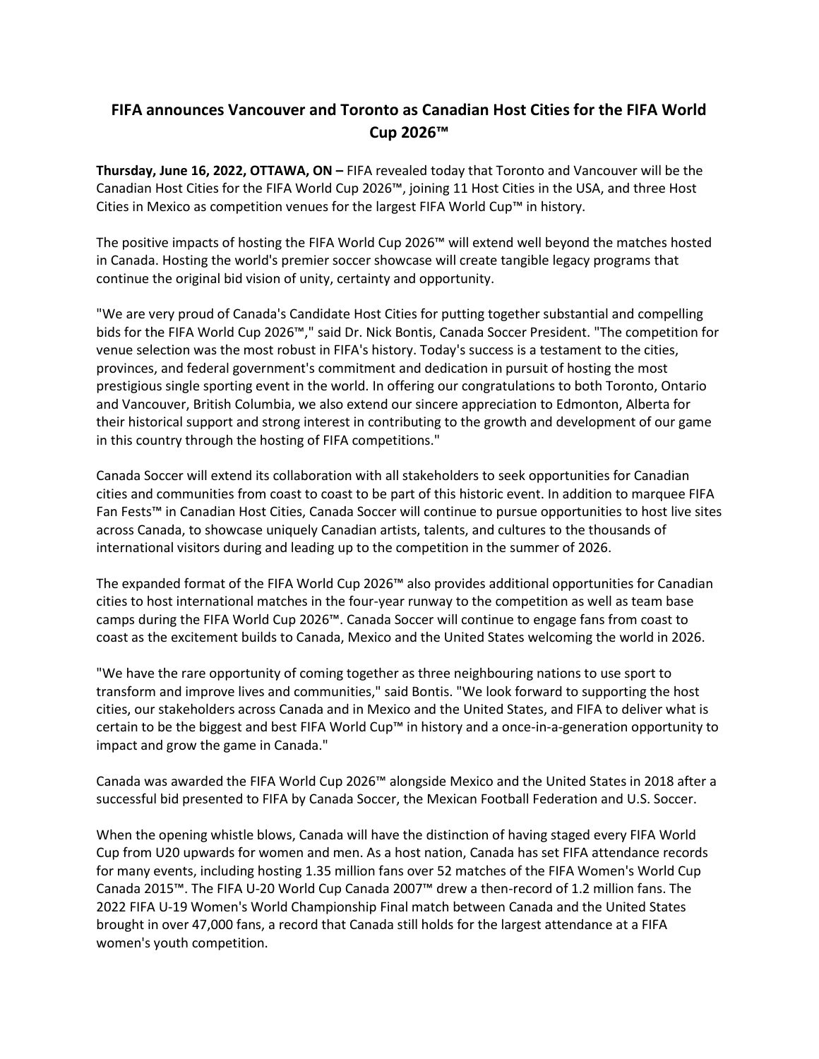# FIFA announces Vancouver and Toronto as Canadian Host Cities for the FIFA World Cup 2026™

**Thursday, June 16, 2022, OTTAWA, ON –** FIFA revealed today that Toronto and Vancouver will be the Canadian Host Cities for the FIFA World Cup 2026™, joining 11 Host Cities in the USA, and three Host Cities in Mexico as competition venues for the largest FIFA World Cup™ in history.

The positive impacts of hosting the FIFA World Cup 2026™ will extend well beyond the matches hosted in Canada. Hosting the world's premier soccer showcase will create tangible legacy programs that continue the original bid vision of unity, certainty and opportunity.

"We are very proud of Canada's Candidate Host Cities for putting together substantial and compelling bids for the FIFA World Cup 2026™," said Dr. Nick Bontis, Canada Soccer President. "The competition for venue selection was the most robust in FIFA's history. Today's success is a testament to the cities, provinces, and federal government's commitment and dedication in pursuit of hosting the most prestigious single sporting event in the world. In offering our congratulations to both Toronto, Ontario and Vancouver, British Columbia, we also extend our sincere appreciation to Edmonton, Alberta for their historical support and strong interest in contributing to the growth and development of our game in this country through the hosting of FIFA competitions."

Canada Soccer will extend its collaboration with all stakeholders to seek opportunities for Canadian cities and communities from coast to coast to be part of this historic event. In addition to marquee FIFA Fan Fests™ in Canadian Host Cities, Canada Soccer will continue to pursue opportunities to host live sites across Canada, to showcase uniquely Canadian artists, talents, and cultures to the thousands of international visitors during and leading up to the competition in the summer of 2026.

The expanded format of the FIFA World Cup 2026™ also provides additional opportunities for Canadian cities to host international matches in the four-year runway to the competition as well as team base camps during the FIFA World Cup 2026™. Canada Soccer will continue to engage fans from coast to coast as the excitement builds to Canada, Mexico and the United States welcoming the world in 2026.

"We have the rare opportunity of coming together as three neighbouring nations to use sport to transform and improve lives and communities," said Bontis. "We look forward to supporting the host cities, our stakeholders across Canada and in Mexico and the United States, and FIFA to deliver what is certain to be the biggest and best FIFA World Cup™ in history and a once-in-a-generation opportunity to impact and grow the game in Canada."

Canada was awarded the FIFA World Cup 2026™ alongside Mexico and the United States in 2018 after a successful bid presented to FIFA by Canada Soccer, the Mexican Football Federation and U.S. Soccer.

When the opening whistle blows, Canada will have the distinction of having staged every FIFA World Cup from U20 upwards for women and men. As a host nation, Canada has set FIFA attendance records for many events, including hosting 1.35 million fans over 52 matches of the FIFA Women's World Cup Canada 2015™. The FIFA U-20 World Cup Canada 2007™ drew a then-record of 1.2 million fans. The 2022 FIFA U-19 Women's World Championship Final match between Canada and the United States brought in over 47,000 fans, a record that Canada still holds for the largest attendance at a FIFA women's youth competition.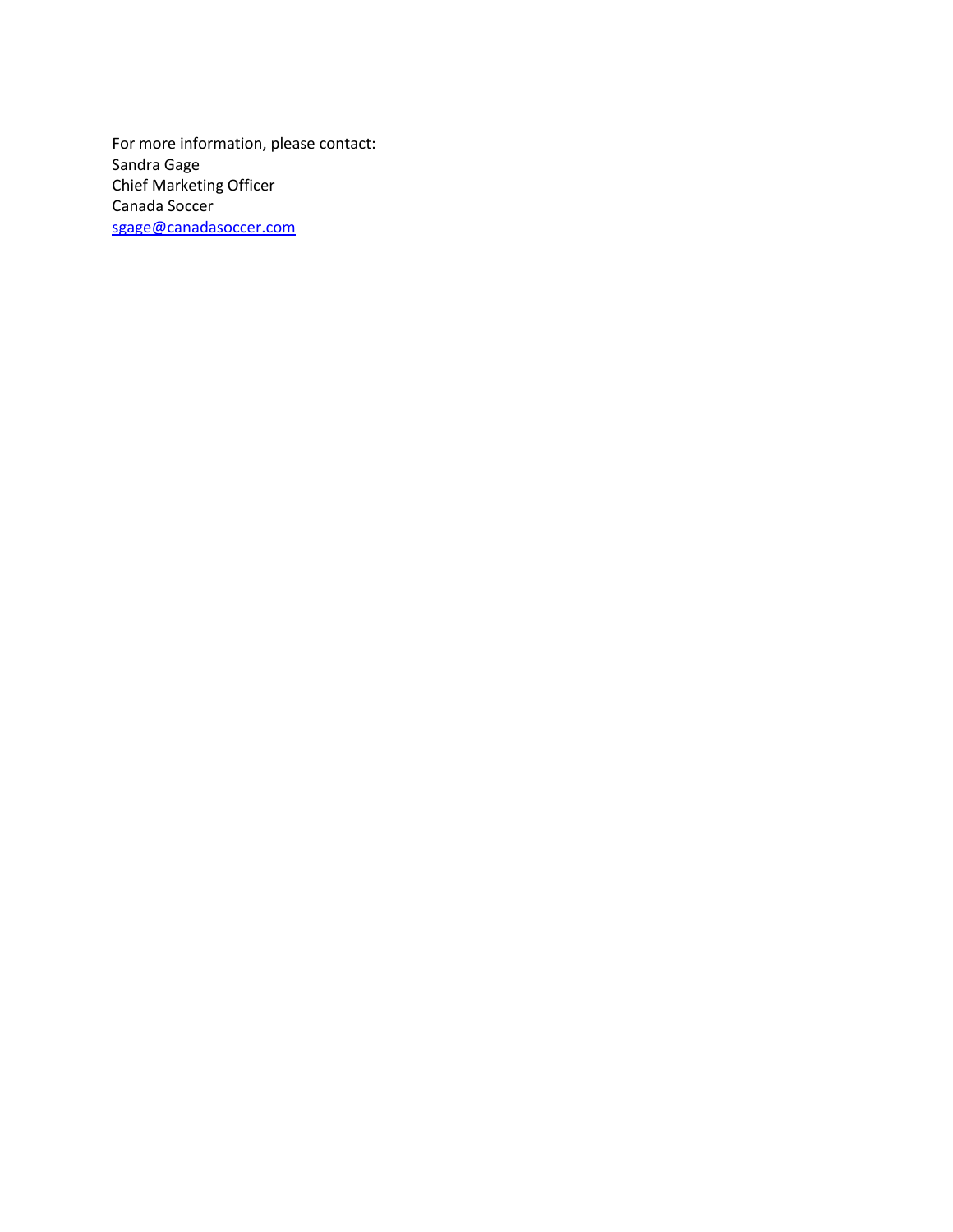For more information, please contact:
Sandra Gage
Chief Marketing Officer
Canada Soccer
sgage@canadasoccer.com